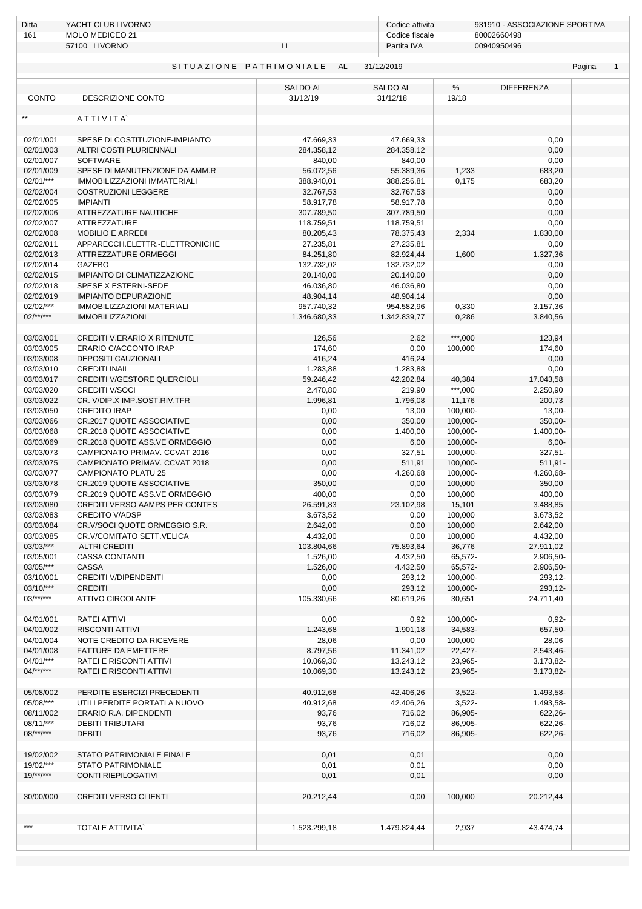| Ditta | YACHT CLUB LIVORNO | | Codice attivita' | 931910 - ASSOCIAZIONE SPORTIVA |
|---|---|---|---|---|
| 161 | MOLO MEDICEO 21 | | Codice fiscale | 80002660498 |
| | 57100 LIVORNO | LI | Partita IVA | 00940950496 |

## SITUAZIONE PATRIMONIALE AL 31/12/2019

| CONTO | DESCRIZIONE CONTO | SALDO AL 31/12/19 | SALDO AL 31/12/18 | % 19/18 | DIFFERENZA |
|---|---|---|---|---|---|
| ** | ATTIVITA` | | | | |
| 02/01/001 | SPESE DI COSTITUZIONE-IMPIANTO | 47.669,33 | 47.669,33 | | 0,00 |
| 02/01/003 | ALTRI COSTI PLURIENNALI | 284.358,12 | 284.358,12 | | 0,00 |
| 02/01/007 | SOFTWARE | 840,00 | 840,00 | | 0,00 |
| 02/01/009 | SPESE DI MANUTENZIONE DA AMM.R | 56.072,56 | 55.389,36 | 1,233 | 683,20 |
| 02/01/*** | IMMOBILIZZAZIONI IMMATERIALI | 388.940,01 | 388.256,81 | 0,175 | 683,20 |
| 02/02/004 | COSTRUZIONI LEGGERE | 32.767,53 | 32.767,53 | | 0,00 |
| 02/02/005 | IMPIANTI | 58.917,78 | 58.917,78 | | 0,00 |
| 02/02/006 | ATTREZZATURE NAUTICHE | 307.789,50 | 307.789,50 | | 0,00 |
| 02/02/007 | ATTREZZATURE | 118.759,51 | 118.759,51 | | 0,00 |
| 02/02/008 | MOBILIO E ARREDI | 80.205,43 | 78.375,43 | 2,334 | 1.830,00 |
| 02/02/011 | APPARECCH.ELETTR.-ELETTRONICHE | 27.235,81 | 27.235,81 | | 0,00 |
| 02/02/013 | ATTREZZATURE ORMEGGI | 84.251,80 | 82.924,44 | 1,600 | 1.327,36 |
| 02/02/014 | GAZEBO | 132.732,02 | 132.732,02 | | 0,00 |
| 02/02/015 | IMPIANTO DI CLIMATIZZAZIONE | 20.140,00 | 20.140,00 | | 0,00 |
| 02/02/018 | SPESE X ESTERNI-SEDE | 46.036,80 | 46.036,80 | | 0,00 |
| 02/02/019 | IMPIANTO DEPURAZIONE | 48.904,14 | 48.904,14 | | 0,00 |
| 02/02/*** | IMMOBILIZZAZIONI MATERIALI | 957.740,32 | 954.582,96 | 0,330 | 3.157,36 |
| 02/**/*** | IMMOBILIZZAZIONI | 1.346.680,33 | 1.342.839,77 | 0,286 | 3.840,56 |
| 03/03/001 | CREDITI V.ERARIO X RITENUTE | 126,56 | 2,62 | ***,000 | 123,94 |
| 03/03/005 | ERARIO C/ACCONTO IRAP | 174,60 | 0,00 | 100,000 | 174,60 |
| 03/03/008 | DEPOSITI CAUZIONALI | 416,24 | 416,24 | | 0,00 |
| 03/03/010 | CREDITI INAIL | 1.283,88 | 1.283,88 | | 0,00 |
| 03/03/017 | CREDITI V/GESTORE QUERCIOLI | 59.246,42 | 42.202,84 | 40,384 | 17.043,58 |
| 03/03/020 | CREDITI V/SOCI | 2.470,80 | 219,90 | ***,000 | 2.250,90 |
| 03/03/022 | CR. V/DIP.X IMP.SOST.RIV.TFR | 1.996,81 | 1.796,08 | 11,176 | 200,73 |
| 03/03/050 | CREDITO IRAP | 0,00 | 13,00 | 100,000- | 13,00- |
| 03/03/066 | CR.2017 QUOTE ASSOCIATIVE | 0,00 | 350,00 | 100,000- | 350,00- |
| 03/03/068 | CR.2018 QUOTE ASSOCIATIVE | 0,00 | 1.400,00 | 100,000- | 1.400,00- |
| 03/03/069 | CR.2018 QUOTE ASS.VE ORMEGGIO | 0,00 | 6,00 | 100,000- | 6,00- |
| 03/03/073 | CAMPIONATO PRIMAV. CCVAT 2016 | 0,00 | 327,51 | 100,000- | 327,51- |
| 03/03/075 | CAMPIONATO PRIMAV. CCVAT 2018 | 0,00 | 511,91 | 100,000- | 511,91- |
| 03/03/077 | CAMPIONATO PLATU 25 | 0,00 | 4.260,68 | 100,000- | 4.260,68- |
| 03/03/078 | CR.2019 QUOTE ASSOCIATIVE | 350,00 | 0,00 | 100,000 | 350,00 |
| 03/03/079 | CR.2019 QUOTE ASS.VE ORMEGGIO | 400,00 | 0,00 | 100,000 | 400,00 |
| 03/03/080 | CREDITI VERSO AAMPS PER CONTES | 26.591,83 | 23.102,98 | 15,101 | 3.488,85 |
| 03/03/083 | CREDITO V/ADSP | 3.673,52 | 0,00 | 100,000 | 3.673,52 |
| 03/03/084 | CR.V/SOCI QUOTE ORMEGGIO S.R. | 2.642,00 | 0,00 | 100,000 | 2.642,00 |
| 03/03/085 | CR.V/COMITATO SETT.VELICA | 4.432,00 | 0,00 | 100,000 | 4.432,00 |
| 03/03/*** | ALTRI CREDITI | 103.804,66 | 75.893,64 | 36,776 | 27.911,02 |
| 03/05/001 | CASSA CONTANTI | 1.526,00 | 4.432,50 | 65,572- | 2.906,50- |
| 03/05/*** | CASSA | 1.526,00 | 4.432,50 | 65,572- | 2.906,50- |
| 03/10/001 | CREDITI V/DIPENDENTI | 0,00 | 293,12 | 100,000- | 293,12- |
| 03/10/*** | CREDITI | 0,00 | 293,12 | 100,000- | 293,12- |
| 03/**/*** | ATTIVO CIRCOLANTE | 105.330,66 | 80.619,26 | 30,651 | 24.711,40 |
| 04/01/001 | RATEI ATTIVI | 0,00 | 0,92 | 100,000- | 0,92- |
| 04/01/002 | RISCONTI ATTIVI | 1.243,68 | 1.901,18 | 34,583- | 657,50- |
| 04/01/004 | NOTE CREDITO DA RICEVERE | 28,06 | 0,00 | 100,000 | 28,06 |
| 04/01/008 | FATTURE DA EMETTERE | 8.797,56 | 11.341,02 | 22,427- | 2.543,46- |
| 04/01/*** | RATEI E RISCONTI ATTIVI | 10.069,30 | 13.243,12 | 23,965- | 3.173,82- |
| 04/**/*** | RATEI E RISCONTI ATTIVI | 10.069,30 | 13.243,12 | 23,965- | 3.173,82- |
| 05/08/002 | PERDITE ESERCIZI PRECEDENTI | 40.912,68 | 42.406,26 | 3,522- | 1.493,58- |
| 05/08/*** | UTILI PERDITE PORTATI A NUOVO | 40.912,68 | 42.406,26 | 3,522- | 1.493,58- |
| 08/11/002 | ERARIO R.A. DIPENDENTI | 93,76 | 716,02 | 86,905- | 622,26- |
| 08/11/*** | DEBITI TRIBUTARI | 93,76 | 716,02 | 86,905- | 622,26- |
| 08/**/*** | DEBITI | 93,76 | 716,02 | 86,905- | 622,26- |
| 19/02/002 | STATO PATRIMONIALE FINALE | 0,01 | 0,01 | | 0,00 |
| 19/02/*** | STATO PATRIMONIALE | 0,01 | 0,01 | | 0,00 |
| 19/**/*** | CONTI RIEPILOGATIVI | 0,01 | 0,01 | | 0,00 |
| 30/00/000 | CREDITI VERSO CLIENTI | 20.212,44 | 0,00 | 100,000 | 20.212,44 |
| *** | TOTALE ATTIVITA` | 1.523.299,18 | 1.479.824,44 | 2,937 | 43.474,74 |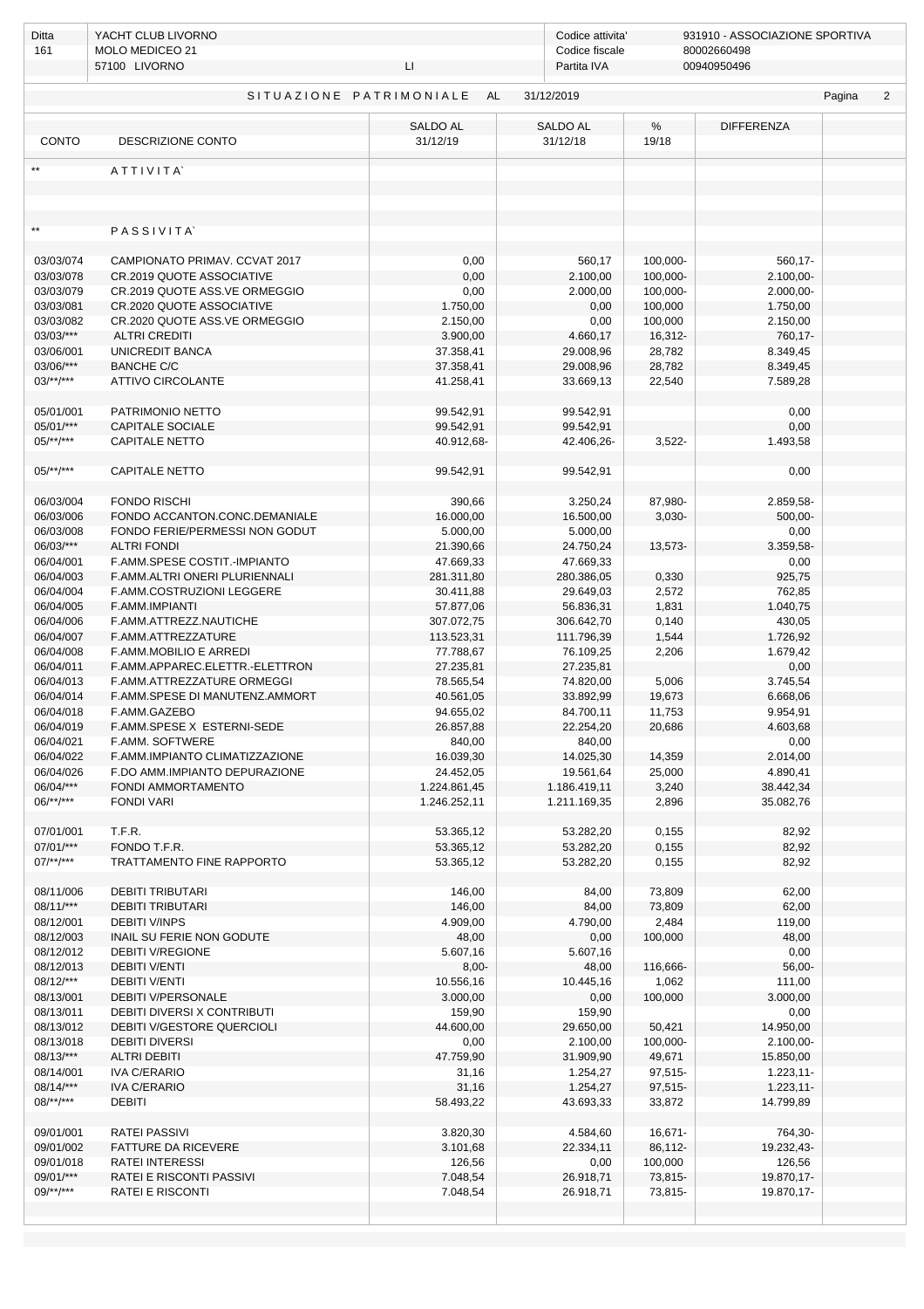| Ditta | YACHT CLUB LIVORNO | | Codice attivita' | 931910 - ASSOCIAZIONE SPORTIVA |
|---|---|---|---|---|
| 161 | MOLO MEDICEO 21 | | Codice fiscale | 80002660498 |
| | 57100 LIVORNO | LI | Partita IVA | 00940950496 |

SITUAZIONE PATRIMONIALE AL 31/12/2019

| CONTO | DESCRIZIONE CONTO | SALDO AL 31/12/19 | SALDO AL 31/12/18 | % 19/18 | DIFFERENZA |
|---|---|---|---|---|---|
| ** | ATTIVITA` | | | | |
| ** | PASSIVITA` | | | | |
| 03/03/074 | CAMPIONATO PRIMAV. CCVAT 2017 | 0,00 | 560,17 | 100,000- | 560,17- |
| 03/03/078 | CR.2019 QUOTE ASSOCIATIVE | 0,00 | 2.100,00 | 100,000- | 2.100,00- |
| 03/03/079 | CR.2019 QUOTE ASS.VE ORMEGGIO | 0,00 | 2.000,00 | 100,000- | 2.000,00- |
| 03/03/081 | CR.2020 QUOTE ASSOCIATIVE | 1.750,00 | 0,00 | 100,000 | 1.750,00 |
| 03/03/082 | CR.2020 QUOTE ASS.VE ORMEGGIO | 2.150,00 | 0,00 | 100,000 | 2.150,00 |
| 03/03/*** | ALTRI CREDITI | 3.900,00 | 4.660,17 | 16,312- | 760,17- |
| 03/06/001 | UNICREDIT BANCA | 37.358,41 | 29.008,96 | 28,782 | 8.349,45 |
| 03/06/*** | BANCHE C/C | 37.358,41 | 29.008,96 | 28,782 | 8.349,45 |
| 03/**/*** | ATTIVO CIRCOLANTE | 41.258,41 | 33.669,13 | 22,540 | 7.589,28 |
| 05/01/001 | PATRIMONIO NETTO | 99.542,91 | 99.542,91 | | 0,00 |
| 05/01/*** | CAPITALE SOCIALE | 99.542,91 | 99.542,91 | | 0,00 |
| 05/**/*** | CAPITALE NETTO | 40.912,68- | 42.406,26- | 3,522- | 1.493,58 |
| 05/**/*** | CAPITALE NETTO | 99.542,91 | 99.542,91 | | 0,00 |
| 06/03/004 | FONDO RISCHI | 390,66 | 3.250,24 | 87,980- | 2.859,58- |
| 06/03/006 | FONDO ACCANTON.CONC.DEMANIALE | 16.000,00 | 16.500,00 | 3,030- | 500,00- |
| 06/03/008 | FONDO FERIE/PERMESSI NON GODUT | 5.000,00 | 5.000,00 | | 0,00 |
| 06/03/*** | ALTRI FONDI | 21.390,66 | 24.750,24 | 13,573- | 3.359,58- |
| 06/04/001 | F.AMM.SPESE COSTIT.-IMPIANTO | 47.669,33 | 47.669,33 | | 0,00 |
| 06/04/003 | F.AMM.ALTRI ONERI PLURIENNALI | 281.311,80 | 280.386,05 | 0,330 | 925,75 |
| 06/04/004 | F.AMM.COSTRUZIONI LEGGERE | 30.411,88 | 29.649,03 | 2,572 | 762,85 |
| 06/04/005 | F.AMM.IMPIANTI | 57.877,06 | 56.836,31 | 1,831 | 1.040,75 |
| 06/04/006 | F.AMM.ATTREZZ.NAUTICHE | 307.072,75 | 306.642,70 | 0,140 | 430,05 |
| 06/04/007 | F.AMM.ATTREZZATURE | 113.523,31 | 111.796,39 | 1,544 | 1.726,92 |
| 06/04/008 | F.AMM.MOBILIO E ARREDI | 77.788,67 | 76.109,25 | 2,206 | 1.679,42 |
| 06/04/011 | F.AMM.APPAREC.ELETTR.-ELETTRON | 27.235,81 | 27.235,81 | | 0,00 |
| 06/04/013 | F.AMM.ATTREZZATURE ORMEGGI | 78.565,54 | 74.820,00 | 5,006 | 3.745,54 |
| 06/04/014 | F.AMM.SPESE DI MANUTENZ.AMMORT | 40.561,05 | 33.892,99 | 19,673 | 6.668,06 |
| 06/04/018 | F.AMM.GAZEBO | 94.655,02 | 84.700,11 | 11,753 | 9.954,91 |
| 06/04/019 | F.AMM.SPESE X ESTERNI-SEDE | 26.857,88 | 22.254,20 | 20,686 | 4.603,68 |
| 06/04/021 | F.AMM. SOFTWERE | 840,00 | 840,00 | | 0,00 |
| 06/04/022 | F.AMM.IMPIANTO CLIMATIZZAZIONE | 16.039,30 | 14.025,30 | 14,359 | 2.014,00 |
| 06/04/026 | F.DO AMM.IMPIANTO DEPURAZIONE | 24.452,05 | 19.561,64 | 25,000 | 4.890,41 |
| 06/04/*** | FONDI AMMORTAMENTO | 1.224.861,45 | 1.186.419,11 | 3,240 | 38.442,34 |
| 06/**/*** | FONDI VARI | 1.246.252,11 | 1.211.169,35 | 2,896 | 35.082,76 |
| 07/01/001 | T.F.R. | 53.365,12 | 53.282,20 | 0,155 | 82,92 |
| 07/01/*** | FONDO T.F.R. | 53.365,12 | 53.282,20 | 0,155 | 82,92 |
| 07/**/*** | TRATTAMENTO FINE RAPPORTO | 53.365,12 | 53.282,20 | 0,155 | 82,92 |
| 08/11/006 | DEBITI TRIBUTARI | 146,00 | 84,00 | 73,809 | 62,00 |
| 08/11/*** | DEBITI TRIBUTARI | 146,00 | 84,00 | 73,809 | 62,00 |
| 08/12/001 | DEBITI V/INPS | 4.909,00 | 4.790,00 | 2,484 | 119,00 |
| 08/12/003 | INAIL SU FERIE NON GODUTE | 48,00 | 0,00 | 100,000 | 48,00 |
| 08/12/012 | DEBITI V/REGIONE | 5.607,16 | 5.607,16 | | 0,00 |
| 08/12/013 | DEBITI V/ENTI | 8,00- | 48,00 | 116,666- | 56,00- |
| 08/12/*** | DEBITI V/ENTI | 10.556,16 | 10.445,16 | 1,062 | 111,00 |
| 08/13/001 | DEBITI V/PERSONALE | 3.000,00 | 0,00 | 100,000 | 3.000,00 |
| 08/13/011 | DEBITI DIVERSI X CONTRIBUTI | 159,90 | 159,90 | | 0,00 |
| 08/13/012 | DEBITI V/GESTORE QUERCIOLI | 44.600,00 | 29.650,00 | 50,421 | 14.950,00 |
| 08/13/018 | DEBITI DIVERSI | 0,00 | 2.100,00 | 100,000- | 2.100,00- |
| 08/13/*** | ALTRI DEBITI | 47.759,90 | 31.909,90 | 49,671 | 15.850,00 |
| 08/14/001 | IVA C/ERARIO | 31,16 | 1.254,27 | 97,515- | 1.223,11- |
| 08/14/*** | IVA C/ERARIO | 31,16 | 1.254,27 | 97,515- | 1.223,11- |
| 08/**/*** | DEBITI | 58.493,22 | 43.693,33 | 33,872 | 14.799,89 |
| 09/01/001 | RATEI PASSIVI | 3.820,30 | 4.584,60 | 16,671- | 764,30- |
| 09/01/002 | FATTURE DA RICEVERE | 3.101,68 | 22.334,11 | 86,112- | 19.232,43- |
| 09/01/018 | RATEI INTERESSI | 126,56 | 0,00 | 100,000 | 126,56 |
| 09/01/*** | RATEI E RISCONTI PASSIVI | 7.048,54 | 26.918,71 | 73,815- | 19.870,17- |
| 09/**/*** | RATEI E RISCONTI | 7.048,54 | 26.918,71 | 73,815- | 19.870,17- |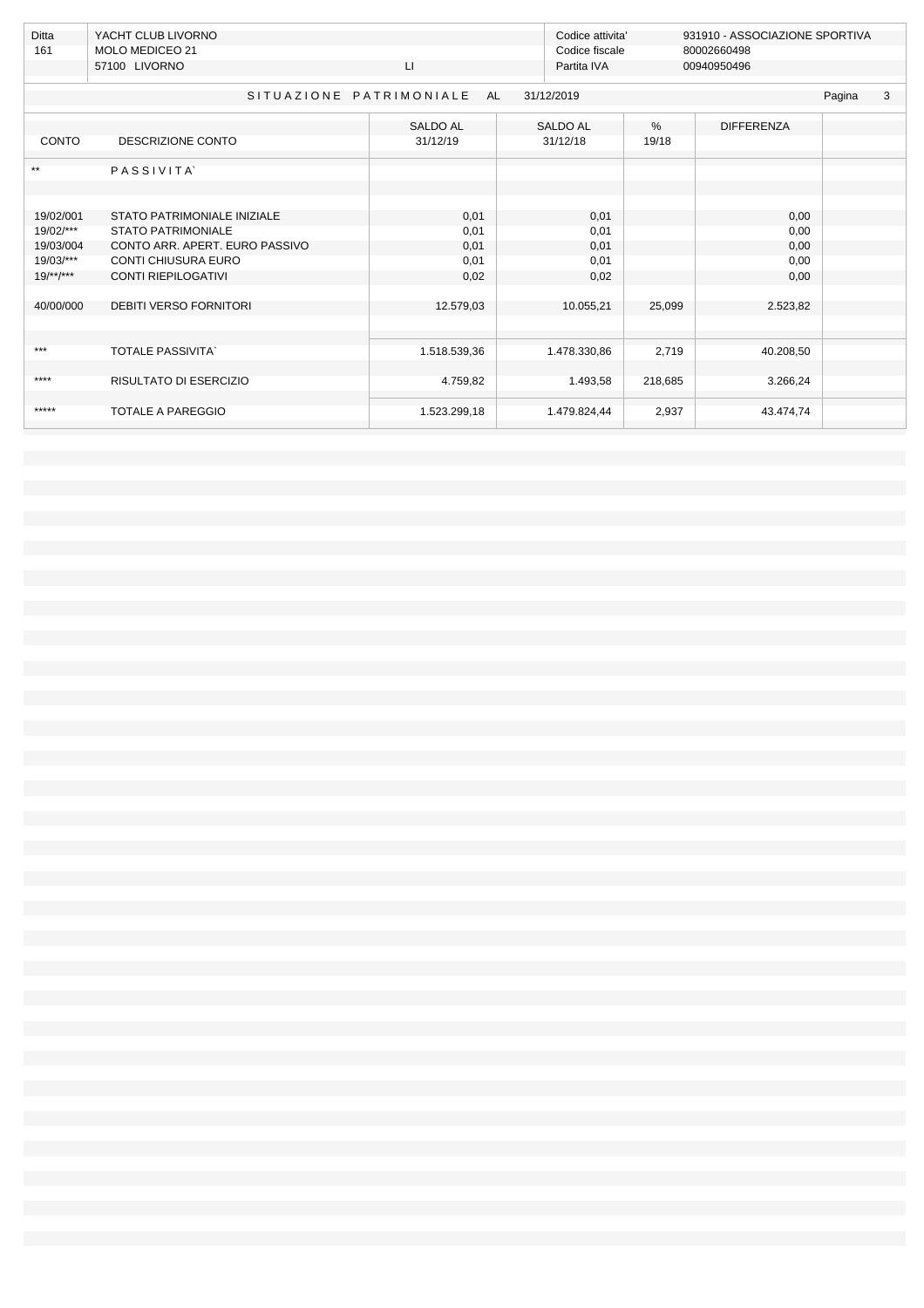| Ditta | YACHT CLUB LIVORNO | | Codice attivita' | 931910 - ASSOCIAZIONE SPORTIVA |
|---|---|---|---|---|
| 161 | MOLO MEDICEO 21 | | Codice fiscale | 80002660498 |
| | 57100 LIVORNO | LI | Partita IVA | 00940950496 |

## SITUAZIONE PATRIMONIALE AL 31/12/2019

| CONTO | DESCRIZIONE CONTO | SALDO AL 31/12/19 | SALDO AL 31/12/18 | % 19/18 | DIFFERENZA |
|---|---|---|---|---|---|
| ** | PASSIVITA` | | | | |
| 19/02/001 | STATO PATRIMONIALE INIZIALE | 0,01 | 0,01 | | 0,00 |
| 19/02/*** | STATO PATRIMONIALE | 0,01 | 0,01 | | 0,00 |
| 19/03/004 | CONTO ARR. APERT. EURO PASSIVO | 0,01 | 0,01 | | 0,00 |
| 19/03/*** | CONTI CHIUSURA EURO | 0,01 | 0,01 | | 0,00 |
| 19/**/*** | CONTI RIEPILOGATIVI | 0,02 | 0,02 | | 0,00 |
| 40/00/000 | DEBITI VERSO FORNITORI | 12.579,03 | 10.055,21 | 25,099 | 2.523,82 |
| *** | TOTALE PASSIVITA` | 1.518.539,36 | 1.478.330,86 | 2,719 | 40.208,50 |
| **** | RISULTATO DI ESERCIZIO | 4.759,82 | 1.493,58 | 218,685 | 3.266,24 |
| ***** | TOTALE A PAREGGIO | 1.523.299,18 | 1.479.824,44 | 2,937 | 43.474,74 |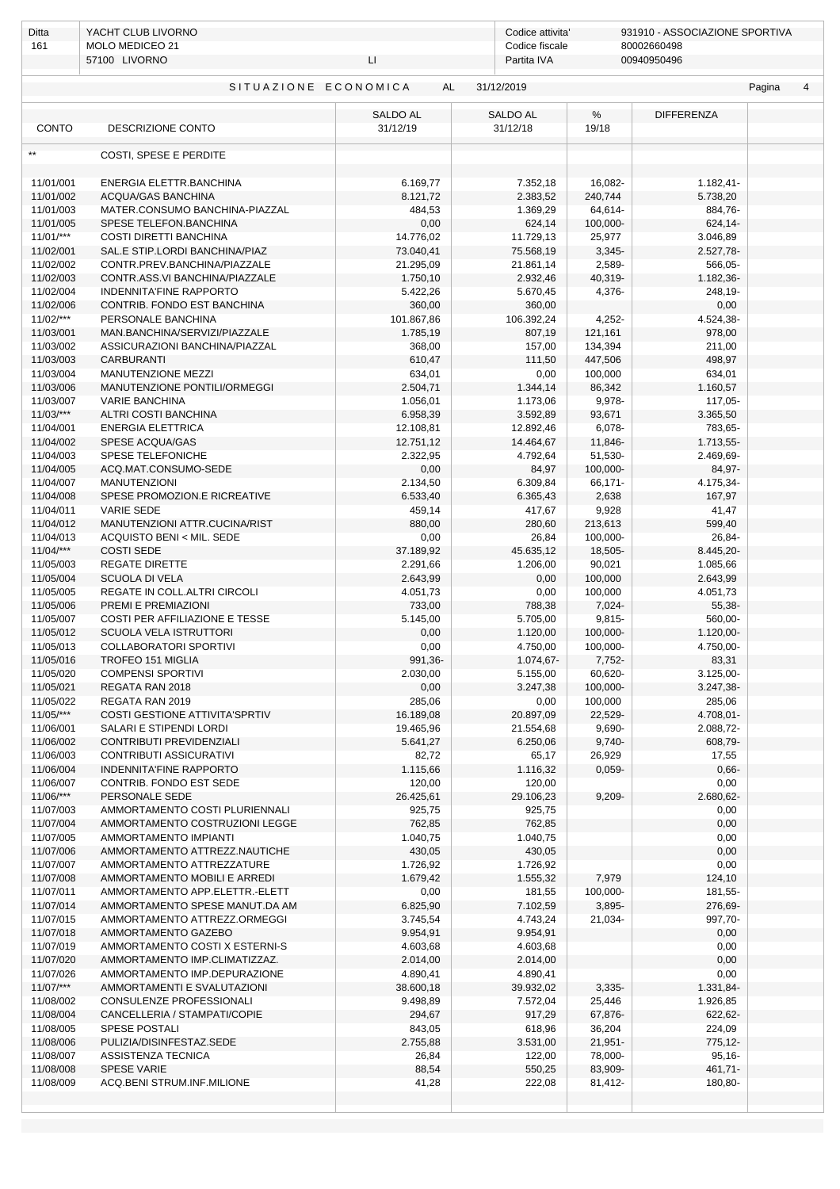| Ditta | YACHT CLUB LIVORNO | | Codice attivita' | 931910 - ASSOCIAZIONE SPORTIVA |
|---|---|---|---|---|
| 161 | MOLO MEDICEO 21 | | Codice fiscale | 80002660498 |
| | 57100 LIVORNO | LI | Partita IVA | 00940950496 |

SITUAZIONE ECONOMICA AL 31/12/2019

| CONTO | DESCRIZIONE CONTO | SALDO AL 31/12/19 | SALDO AL 31/12/18 | % 19/18 | DIFFERENZA |
|---|---|---|---|---|---|
| ** | COSTI, SPESE E PERDITE | | | | |
| 11/01/001 | ENERGIA ELETTR.BANCHINA | 6.169,77 | 7.352,18 | 16,082- | 1.182,41- |
| 11/01/002 | ACQUA/GAS BANCHINA | 8.121,72 | 2.383,52 | 240,744 | 5.738,20 |
| 11/01/003 | MATER.CONSUMO BANCHINA-PIAZZAL | 484,53 | 1.369,29 | 64,614- | 884,76- |
| 11/01/005 | SPESE TELEFON.BANCHINA | 0,00 | 624,14 | 100,000- | 624,14- |
| 11/01/*** | COSTI DIRETTI BANCHINA | 14.776,02 | 11.729,13 | 25,977 | 3.046,89 |
| 11/02/001 | SAL.E STIP.LORDI BANCHINA/PIAZ | 73.040,41 | 75.568,19 | 3,345- | 2.527,78- |
| 11/02/002 | CONTR.PREV.BANCHINA/PIAZZALE | 21.295,09 | 21.861,14 | 2,589- | 566,05- |
| 11/02/003 | CONTR.ASS.VI BANCHINA/PIAZZALE | 1.750,10 | 2.932,46 | 40,319- | 1.182,36- |
| 11/02/004 | INDENNITA'FINE RAPPORTO | 5.422,26 | 5.670,45 | 4,376- | 248,19- |
| 11/02/006 | CONTRIB. FONDO EST BANCHINA | 360,00 | 360,00 | | 0,00 |
| 11/02/*** | PERSONALE BANCHINA | 101.867,86 | 106.392,24 | 4,252- | 4.524,38- |
| 11/03/001 | MAN.BANCHINA/SERVIZI/PIAZZALE | 1.785,19 | 807,19 | 121,161 | 978,00 |
| 11/03/002 | ASSICURAZIONI BANCHINA/PIAZZAL | 368,00 | 157,00 | 134,394 | 211,00 |
| 11/03/003 | CARBURANTI | 610,47 | 111,50 | 447,506 | 498,97 |
| 11/03/004 | MANUTENZIONE MEZZI | 634,01 | 0,00 | 100,000 | 634,01 |
| 11/03/006 | MANUTENZIONE PONTILI/ORMEGGI | 2.504,71 | 1.344,14 | 86,342 | 1.160,57 |
| 11/03/007 | VARIE BANCHINA | 1.056,01 | 1.173,06 | 9,978- | 117,05- |
| 11/03/*** | ALTRI COSTI BANCHINA | 6.958,39 | 3.592,89 | 93,671 | 3.365,50 |
| 11/04/001 | ENERGIA ELETTRICA | 12.108,81 | 12.892,46 | 6,078- | 783,65- |
| 11/04/002 | SPESE ACQUA/GAS | 12.751,12 | 14.464,67 | 11,846- | 1.713,55- |
| 11/04/003 | SPESE TELEFONICHE | 2.322,95 | 4.792,64 | 51,530- | 2.469,69- |
| 11/04/005 | ACQ.MAT.CONSUMO-SEDE | 0,00 | 84,97 | 100,000- | 84,97- |
| 11/04/007 | MANUTENZIONI | 2.134,50 | 6.309,84 | 66,171- | 4.175,34- |
| 11/04/008 | SPESE PROMOZION.E RICREATIVE | 6.533,40 | 6.365,43 | 2,638 | 167,97 |
| 11/04/011 | VARIE SEDE | 459,14 | 417,67 | 9,928 | 41,47 |
| 11/04/012 | MANUTENZIONI ATTR.CUCINA/RIST | 880,00 | 280,60 | 213,613 | 599,40 |
| 11/04/013 | ACQUISTO BENI < MIL. SEDE | 0,00 | 26,84 | 100,000- | 26,84- |
| 11/04/*** | COSTI SEDE | 37.189,92 | 45.635,12 | 18,505- | 8.445,20- |
| 11/05/003 | REGATE DIRETTE | 2.291,66 | 1.206,00 | 90,021 | 1.085,66 |
| 11/05/004 | SCUOLA DI VELA | 2.643,99 | 0,00 | 100,000 | 2.643,99 |
| 11/05/005 | REGATE IN COLL.ALTRI CIRCOLI | 4.051,73 | 0,00 | 100,000 | 4.051,73 |
| 11/05/006 | PREMI E PREMIAZIONI | 733,00 | 788,38 | 7,024- | 55,38- |
| 11/05/007 | COSTI PER AFFILIAZIONE E TESSE | 5.145,00 | 5.705,00 | 9,815- | 560,00- |
| 11/05/012 | SCUOLA VELA ISTRUTTORI | 0,00 | 1.120,00 | 100,000- | 1.120,00- |
| 11/05/013 | COLLABORATORI SPORTIVI | 0,00 | 4.750,00 | 100,000- | 4.750,00- |
| 11/05/016 | TROFEO 151 MIGLIA | 991,36- | 1.074,67- | 7,752- | 83,31 |
| 11/05/020 | COMPENSI SPORTIVI | 2.030,00 | 5.155,00 | 60,620- | 3.125,00- |
| 11/05/021 | REGATA RAN 2018 | 0,00 | 3.247,38 | 100,000- | 3.247,38- |
| 11/05/022 | REGATA RAN 2019 | 285,06 | 0,00 | 100,000 | 285,06 |
| 11/05/*** | COSTI GESTIONE ATTIVITA'SPRTIV | 16.189,08 | 20.897,09 | 22,529- | 4.708,01- |
| 11/06/001 | SALARI E STIPENDI LORDI | 19.465,96 | 21.554,68 | 9,690- | 2.088,72- |
| 11/06/002 | CONTRIBUTI PREVIDENZIALI | 5.641,27 | 6.250,06 | 9,740- | 608,79- |
| 11/06/003 | CONTRIBUTI ASSICURATIVI | 82,72 | 65,17 | 26,929 | 17,55 |
| 11/06/004 | INDENNITA'FINE RAPPORTO | 1.115,66 | 1.116,32 | 0,059- | 0,66- |
| 11/06/007 | CONTRIB. FONDO EST SEDE | 120,00 | 120,00 | | 0,00 |
| 11/06/*** | PERSONALE SEDE | 26.425,61 | 29.106,23 | 9,209- | 2.680,62- |
| 11/07/003 | AMMORTAMENTO COSTI PLURIENNALI | 925,75 | 925,75 | | 0,00 |
| 11/07/004 | AMMORTAMENTO COSTRUZIONI LEGGE | 762,85 | 762,85 | | 0,00 |
| 11/07/005 | AMMORTAMENTO IMPIANTI | 1.040,75 | 1.040,75 | | 0,00 |
| 11/07/006 | AMMORTAMENTO ATTREZZ.NAUTICHE | 430,05 | 430,05 | | 0,00 |
| 11/07/007 | AMMORTAMENTO ATTREZZATURE | 1.726,92 | 1.726,92 | | 0,00 |
| 11/07/008 | AMMORTAMENTO MOBILI E ARREDI | 1.679,42 | 1.555,32 | 7,979 | 124,10 |
| 11/07/011 | AMMORTAMENTO APP.ELETTR.-ELETT | 0,00 | 181,55 | 100,000- | 181,55- |
| 11/07/014 | AMMORTAMENTO SPESE MANUT.DA AM | 6.825,90 | 7.102,59 | 3,895- | 276,69- |
| 11/07/015 | AMMORTAMENTO ATTREZZ.ORMEGGI | 3.745,54 | 4.743,24 | 21,034- | 997,70- |
| 11/07/018 | AMMORTAMENTO GAZEBO | 9.954,91 | 9.954,91 | | 0,00 |
| 11/07/019 | AMMORTAMENTO COSTI X ESTERNI-S | 4.603,68 | 4.603,68 | | 0,00 |
| 11/07/020 | AMMORTAMENTO IMP.CLIMATIZZAZ. | 2.014,00 | 2.014,00 | | 0,00 |
| 11/07/026 | AMMORTAMENTO IMP.DEPURAZIONE | 4.890,41 | 4.890,41 | | 0,00 |
| 11/07/*** | AMMORTAMENTI E SVALUTAZIONI | 38.600,18 | 39.932,02 | 3,335- | 1.331,84- |
| 11/08/002 | CONSULENZE PROFESSIONALI | 9.498,89 | 7.572,04 | 25,446 | 1.926,85 |
| 11/08/004 | CANCELLERIA / STAMPATI/COPIE | 294,67 | 917,29 | 67,876- | 622,62- |
| 11/08/005 | SPESE POSTALI | 843,05 | 618,96 | 36,204 | 224,09 |
| 11/08/006 | PULIZIA/DISINFESTAZ.SEDE | 2.755,88 | 3.531,00 | 21,951- | 775,12- |
| 11/08/007 | ASSISTENZA TECNICA | 26,84 | 122,00 | 78,000- | 95,16- |
| 11/08/008 | SPESE VARIE | 88,54 | 550,25 | 83,909- | 461,71- |
| 11/08/009 | ACQ.BENI STRUM.INF.MILIONE | 41,28 | 222,08 | 81,412- | 180,80- |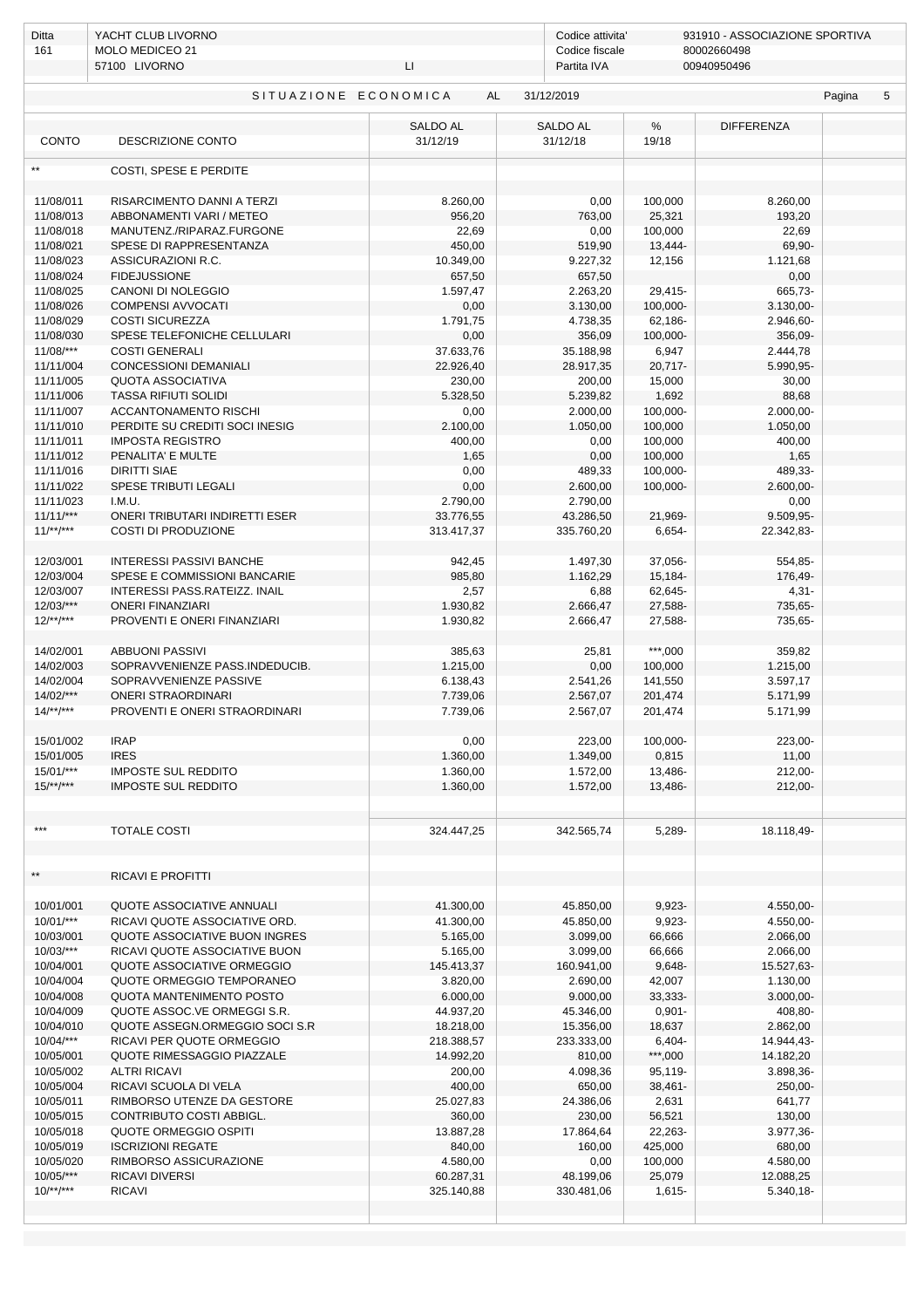| Ditta | YACHT CLUB LIVORNO | | Codice attivita' | 931910 - ASSOCIAZIONE SPORTIVA |
|---|---|---|---|---|
| 161 | MOLO MEDICEO 21 | | Codice fiscale | 80002660498 |
| | 57100 LIVORNO | LI | Partita IVA | 00940950496 |

SITUAZIONE ECONOMICA AL 31/12/2019

| CONTO | DESCRIZIONE CONTO | SALDO AL 31/12/19 | SALDO AL 31/12/18 | % 19/18 | DIFFERENZA |
|---|---|---|---|---|---|
| ** | COSTI, SPESE E PERDITE | | | | |
| 11/08/011 | RISARCIMENTO DANNI A TERZI | 8.260,00 | 0,00 | 100,000 | 8.260,00 |
| 11/08/013 | ABBONAMENTI VARI / METEO | 956,20 | 763,00 | 25,321 | 193,20 |
| 11/08/018 | MANUTENZ./RIPARAZ.FURGONE | 22,69 | 0,00 | 100,000 | 22,69 |
| 11/08/021 | SPESE DI RAPPRESENTANZA | 450,00 | 519,90 | 13,444- | 69,90- |
| 11/08/023 | ASSICURAZIONI R.C. | 10.349,00 | 9.227,32 | 12,156 | 1.121,68 |
| 11/08/024 | FIDEJUSSIONE | 657,50 | 657,50 | | 0,00 |
| 11/08/025 | CANONI DI NOLEGGIO | 1.597,47 | 2.263,20 | 29,415- | 665,73- |
| 11/08/026 | COMPENSI AVVOCATI | 0,00 | 3.130,00 | 100,000- | 3.130,00- |
| 11/08/029 | COSTI SICUREZZA | 1.791,75 | 4.738,35 | 62,186- | 2.946,60- |
| 11/08/030 | SPESE TELEFONICHE CELLULARI | 0,00 | 356,09 | 100,000- | 356,09- |
| 11/08/*** | COSTI GENERALI | 37.633,76 | 35.188,98 | 6,947 | 2.444,78 |
| 11/11/004 | CONCESSIONI DEMANIALI | 22.926,40 | 28.917,35 | 20,717- | 5.990,95- |
| 11/11/005 | QUOTA ASSOCIATIVA | 230,00 | 200,00 | 15,000 | 30,00 |
| 11/11/006 | TASSA RIFIUTI SOLIDI | 5.328,50 | 5.239,82 | 1,692 | 88,68 |
| 11/11/007 | ACCANTONAMENTO RISCHI | 0,00 | 2.000,00 | 100,000- | 2.000,00- |
| 11/11/010 | PERDITE SU CREDITI SOCI INESIG | 2.100,00 | 1.050,00 | 100,000 | 1.050,00 |
| 11/11/011 | IMPOSTA REGISTRO | 400,00 | 0,00 | 100,000 | 400,00 |
| 11/11/012 | PENALITA' E MULTE | 1,65 | 0,00 | 100,000 | 1,65 |
| 11/11/016 | DIRITTI SIAE | 0,00 | 489,33 | 100,000- | 489,33- |
| 11/11/022 | SPESE TRIBUTI LEGALI | 0,00 | 2.600,00 | 100,000- | 2.600,00- |
| 11/11/023 | I.M.U. | 2.790,00 | 2.790,00 | | 0,00 |
| 11/11/*** | ONERI TRIBUTARI INDIRETTI ESER | 33.776,55 | 43.286,50 | 21,969- | 9.509,95- |
| 11/**/*** | COSTI DI PRODUZIONE | 313.417,37 | 335.760,20 | 6,654- | 22.342,83- |
| 12/03/001 | INTERESSI PASSIVI BANCHE | 942,45 | 1.497,30 | 37,056- | 554,85- |
| 12/03/004 | SPESE E COMMISSIONI BANCARIE | 985,80 | 1.162,29 | 15,184- | 176,49- |
| 12/03/007 | INTERESSI PASS.RATEIZZ. INAIL | 2,57 | 6,88 | 62,645- | 4,31- |
| 12/03/*** | ONERI FINANZIARI | 1.930,82 | 2.666,47 | 27,588- | 735,65- |
| 12/**/*** | PROVENTI E ONERI FINANZIARI | 1.930,82 | 2.666,47 | 27,588- | 735,65- |
| 14/02/001 | ABBUONI PASSIVI | 385,63 | 25,81 | ***,000 | 359,82 |
| 14/02/003 | SOPRAVVENIENZE PASS.INDEDUCIB. | 1.215,00 | 0,00 | 100,000 | 1.215,00 |
| 14/02/004 | SOPRAVVENIENZE PASSIVE | 6.138,43 | 2.541,26 | 141,550 | 3.597,17 |
| 14/02/*** | ONERI STRAORDINARI | 7.739,06 | 2.567,07 | 201,474 | 5.171,99 |
| 14/**/*** | PROVENTI E ONERI STRAORDINARI | 7.739,06 | 2.567,07 | 201,474 | 5.171,99 |
| 15/01/002 | IRAP | 0,00 | 223,00 | 100,000- | 223,00- |
| 15/01/005 | IRES | 1.360,00 | 1.349,00 | 0,815 | 11,00 |
| 15/01/*** | IMPOSTE SUL REDDITO | 1.360,00 | 1.572,00 | 13,486- | 212,00- |
| 15/**/*** | IMPOSTE SUL REDDITO | 1.360,00 | 1.572,00 | 13,486- | 212,00- |
| *** | TOTALE COSTI | 324.447,25 | 342.565,74 | 5,289- | 18.118,49- |
| ** | RICAVI E PROFITTI | | | | |
| 10/01/001 | QUOTE ASSOCIATIVE ANNUALI | 41.300,00 | 45.850,00 | 9,923- | 4.550,00- |
| 10/01/*** | RICAVI QUOTE ASSOCIATIVE ORD. | 41.300,00 | 45.850,00 | 9,923- | 4.550,00- |
| 10/03/001 | QUOTE ASSOCIATIVE BUON INGRES | 5.165,00 | 3.099,00 | 66,666 | 2.066,00 |
| 10/03/*** | RICAVI QUOTE ASSOCIATIVE BUON | 5.165,00 | 3.099,00 | 66,666 | 2.066,00 |
| 10/04/001 | QUOTE ASSOCIATIVE ORMEGGIO | 145.413,37 | 160.941,00 | 9,648- | 15.527,63- |
| 10/04/004 | QUOTE ORMEGGIO TEMPORANEO | 3.820,00 | 2.690,00 | 42,007 | 1.130,00 |
| 10/04/008 | QUOTA MANTENIMENTO POSTO | 6.000,00 | 9.000,00 | 33,333- | 3.000,00- |
| 10/04/009 | QUOTE ASSOC.VE ORMEGGI S.R. | 44.937,20 | 45.346,00 | 0,901- | 408,80- |
| 10/04/010 | QUOTE ASSEGN.ORMEGGIO SOCI S.R | 18.218,00 | 15.356,00 | 18,637 | 2.862,00 |
| 10/04/*** | RICAVI PER QUOTE ORMEGGIO | 218.388,57 | 233.333,00 | 6,404- | 14.944,43- |
| 10/05/001 | QUOTE RIMESSAGGIO PIAZZALE | 14.992,20 | 810,00 | ***,000 | 14.182,20 |
| 10/05/002 | ALTRI RICAVI | 200,00 | 4.098,36 | 95,119- | 3.898,36- |
| 10/05/004 | RICAVI SCUOLA DI VELA | 400,00 | 650,00 | 38,461- | 250,00- |
| 10/05/011 | RIMBORSO UTENZE DA GESTORE | 25.027,83 | 24.386,06 | 2,631 | 641,77 |
| 10/05/015 | CONTRIBUTO COSTI ABBIGL. | 360,00 | 230,00 | 56,521 | 130,00 |
| 10/05/018 | QUOTE ORMEGGIO OSPITI | 13.887,28 | 17.864,64 | 22,263- | 3.977,36- |
| 10/05/019 | ISCRIZIONI REGATE | 840,00 | 160,00 | 425,000 | 680,00 |
| 10/05/020 | RIMBORSO ASSICURAZIONE | 4.580,00 | 0,00 | 100,000 | 4.580,00 |
| 10/05/*** | RICAVI DIVERSI | 60.287,31 | 48.199,06 | 25,079 | 12.088,25 |
| 10/**/*** | RICAVI | 325.140,88 | 330.481,06 | 1,615- | 5.340,18- |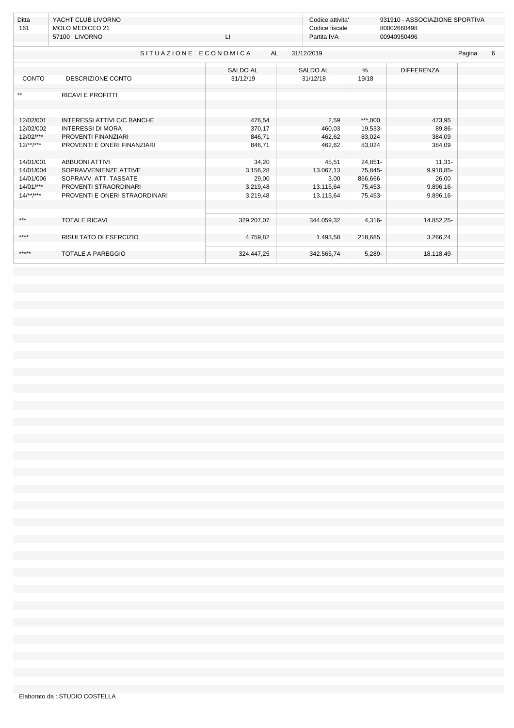| | | | | |
|---|---|---|---|---|
| Ditta | YACHT CLUB LIVORNO | | Codice attivita' | 931910 - ASSOCIAZIONE SPORTIVA |
| 161 | MOLO MEDICEO 21 | | Codice fiscale | 80002660498 |
| | 57100 LIVORNO | LI | Partita IVA | 00940950496 |

## SITUAZIONE ECONOMICA AL 31/12/2019

| CONTO | DESCRIZIONE CONTO | SALDO AL 31/12/19 | SALDO AL 31/12/18 | % 19/18 | DIFFERENZA |
|---|---|---|---|---|---|
| ** | RICAVI E PROFITTI | | | | |
| 12/02/001 | INTERESSI ATTIVI C/C BANCHE | 476,54 | 2,59 | ***,000 | 473,95 |
| 12/02/002 | INTERESSI DI MORA | 370,17 | 460,03 | 19,533- | 89,86- |
| 12/02/*** | PROVENTI FINANZIARI | 846,71 | 462,62 | 83,024 | 384,09 |
| 12/**/*** | PROVENTI E ONERI FINANZIARI | 846,71 | 462,62 | 83,024 | 384,09 |
| 14/01/001 | ABBUONI ATTIVI | 34,20 | 45,51 | 24,851- | 11,31- |
| 14/01/004 | SOPRAVVENIENZE ATTIVE | 3.156,28 | 13.067,13 | 75,845- | 9.910,85- |
| 14/01/006 | SOPRAVV. ATT. TASSATE | 29,00 | 3,00 | 866,666 | 26,00 |
| 14/01/*** | PROVENTI STRAORDINARI | 3.219,48 | 13.115,64 | 75,453- | 9.896,16- |
| 14/**/*** | PROVENTI E ONERI STRAORDINARI | 3.219,48 | 13.115,64 | 75,453- | 9.896,16- |
| *** | TOTALE RICAVI | 329.207,07 | 344.059,32 | 4,316- | 14.852,25- |
| **** | RISULTATO DI ESERCIZIO | 4.759,82 | 1.493,58 | 218,685 | 3.266,24 |
| ***** | TOTALE A PAREGGIO | 324.447,25 | 342.565,74 | 5,289- | 18.118,49- |

Elaborato da : STUDIO COSTELLA